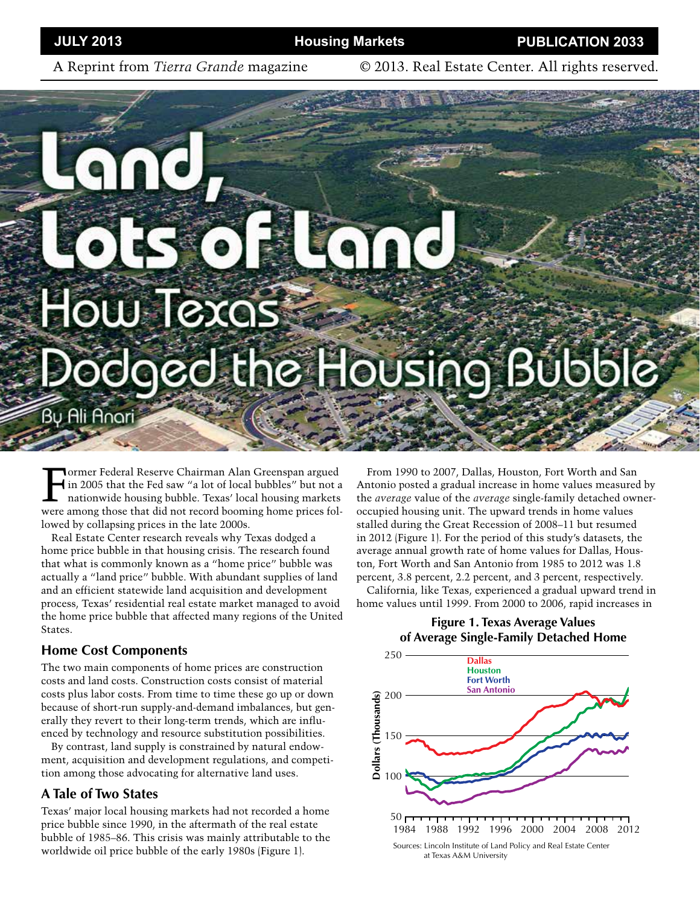# Land, Lots of Land: How Texas Dodged the Housing Bubble

By Ali Anari

Former Federal Reserve Chairman Alan Greenspan argued in 2005 that the Fed saw "a lot of local bubbles" but not a nationwide housing bubble. Texas' local housing markets were among those that did not record booming home prices followed by collapsing prices in the late 2000s.

Real Estate Center research reveals why Texas dodged a home price bubble in that housing crisis. The research found that what is commonly known as a "home price" bubble was actually a "land price" bubble. With abundant supplies of land and an efficient statewide land acquisition and development process, Texas' residential real estate market managed to avoid the home price bubble that affected many regions of the United States.

## Home Cost Components

The two main components of home prices are construction costs and land costs. Construction costs consist of material costs plus labor costs. From time to time these go up or down because of short-run supply-and-demand imbalances, but generally they revert to their long-term trends, which are influenced by technology and resource substitution possibilities.

By contrast, land supply is constrained by natural endowment, acquisition and development regulations, and competition among those advocating for alternative land uses.

## A Tale of Two States

Texas' major local housing markets had not recorded a home price bubble since 1990, in the aftermath of the real estate bubble of 1985–86. This crisis was mainly attributable to the worldwide oil price bubble of the early 1980s (Figure 1).

From 1990 to 2007, Dallas, Houston, Fort Worth and San Antonio posted a gradual increase in home values measured by the *average* value of the *average* single-family detached owner-occupied housing unit. The upward trends in home values stalled during the Great Recession of 2008–11 but resumed in 2012 (Figure 1). For the period of this study's datasets, the average annual growth rate of home values for Dallas, Houston, Fort Worth and San Antonio from 1985 to 2012 was 1.8 percent, 3.8 percent, 2.2 percent, and 3 percent, respectively.

California, like Texas, experienced a gradual upward trend in home values until 1999. From 2000 to 2006, rapid increases in

**Figure 1. Texas Average Values of Average Single-Family Detached Home**

Sources: Lincoln Institute of Land Policy and Real Estate Center at Texas A&M University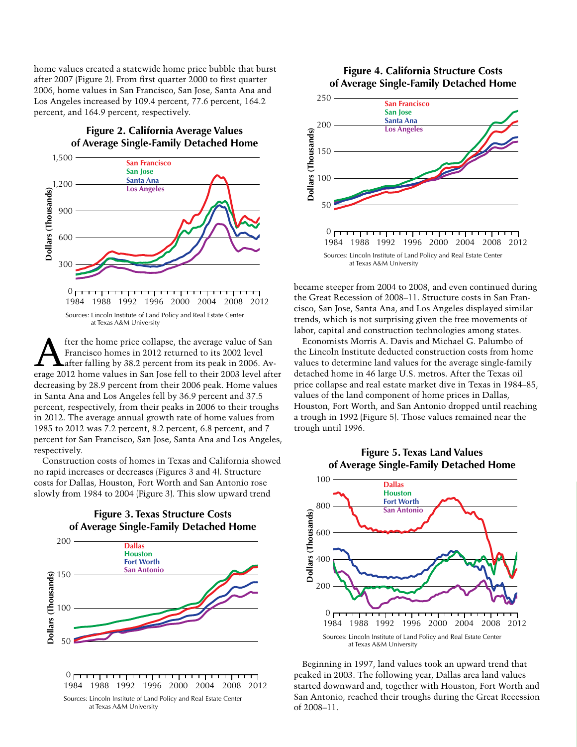home values created a statewide home price bubble that burst after 2007 (Figure 2). From first quarter 2000 to first quarter 2006, home values in San Francisco, San Jose, Santa Ana and Los Angeles increased by 109.4 percent, 77.6 percent, 164.2 percent, and 164.9 percent, respectively.

**Figure 2. California Average Values of Average Single-Family Detached Home**

Sources: Lincoln Institute of Land Policy and Real Estate Center at Texas A&M University

After the home price collapse, the average value of San Francisco homes in 2012 returned to its 2002 level after falling by 38.2 percent from its peak in 2006. Average 2012 home values in San Jose fell to their 2003 level after decreasing by 28.9 percent from their 2006 peak. Home values in Santa Ana and Los Angeles fell by 36.9 percent and 37.5 percent, respectively, from their peaks in 2006 to their troughs in 2012. The average annual growth rate of home values from 1985 to 2012 was 7.2 percent, 8.2 percent, 6.8 percent, and 7 percent for San Francisco, San Jose, Santa Ana and Los Angeles, respectively.

Construction costs of homes in Texas and California showed no rapid increases or decreases (Figures 3 and 4). Structure costs for Dallas, Houston, Fort Worth and San Antonio rose slowly from 1984 to 2004 (Figure 3). This slow upward trend became steeper from 2004 to 2008, and even continued during the Great Recession of 2008–11. Structure costs in San Francisco, San Jose, Santa Ana, and Los Angeles displayed similar trends, which is not surprising given the free movements of labor, capital and construction technologies among states.

**Figure 3. Texas Structure Costs of Average Single-Family Detached Home**

Sources: Lincoln Institute of Land Policy and Real Estate Center at Texas A&M University

**Figure 4. California Structure Costs of Average Single-Family Detached Home**

Sources: Lincoln Institute of Land Policy and Real Estate Center at Texas A&M University

Economists Morris A. Davis and Michael G. Palumbo of the Lincoln Institute deducted construction costs from home values to determine land values for the average single-family detached home in 46 large U.S. metros. After the Texas oil price collapse and real estate market dive in Texas in 1984–85, values of the land component of home prices in Dallas, Houston, Fort Worth, and San Antonio dropped until reaching a trough in 1992 (Figure 5). Those values remained near the trough until 1996.

**Figure 5. Texas Land Values of Average Single-Family Detached Home**

Sources: Lincoln Institute of Land Policy and Real Estate Center at Texas A&M University

Beginning in 1997, land values took an upward trend that peaked in 2003. The following year, Dallas area land values started downward and, together with Houston, Fort Worth and San Antonio, reached their troughs during the Great Recession of 2008–11.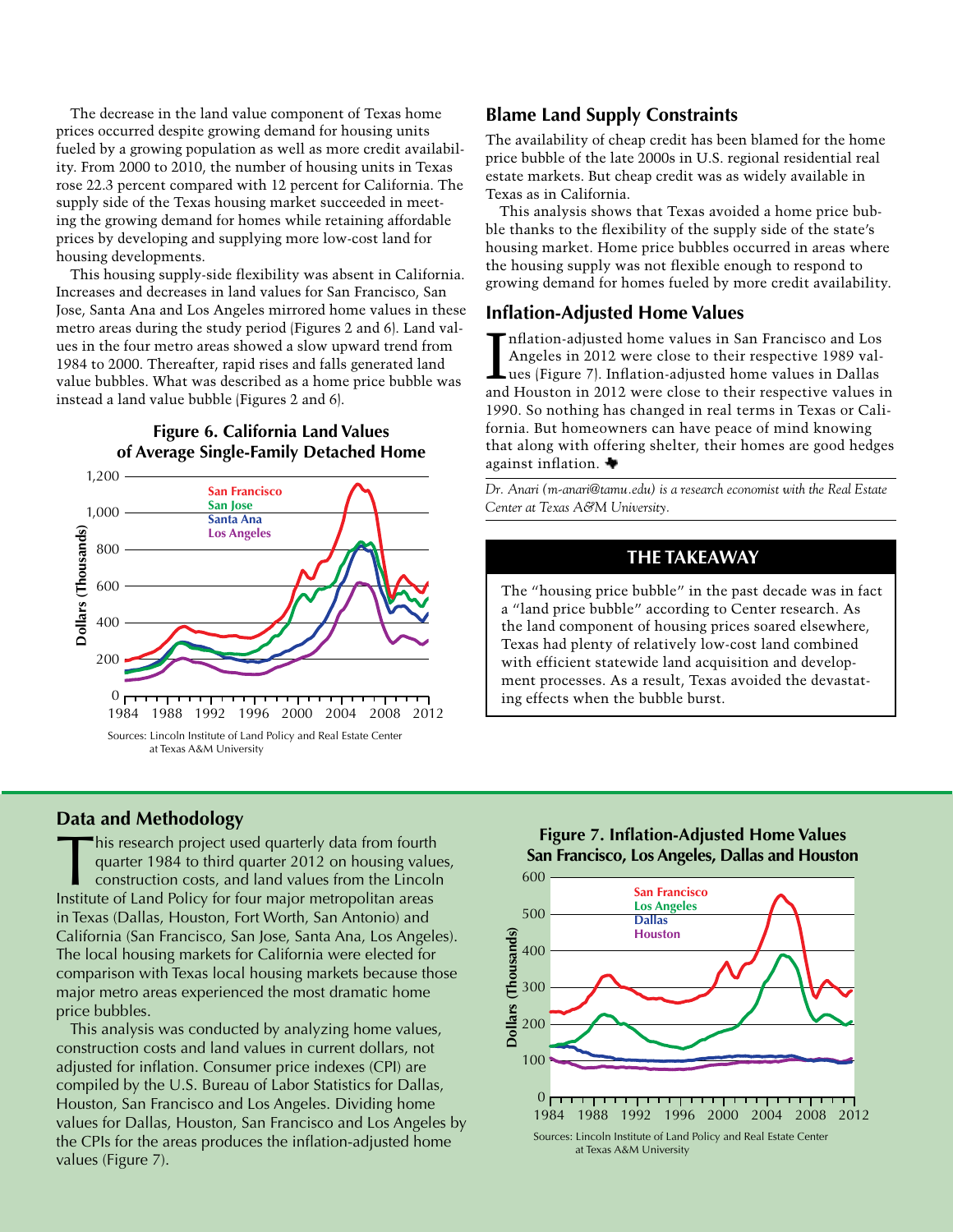The decrease in the land value component of Texas home prices occurred despite growing demand for housing units fueled by a growing population as well as more credit availability. From 2000 to 2010, the number of housing units in Texas rose 22.3 percent compared with 12 percent for California. The supply side of the Texas housing market succeeded in meeting the growing demand for homes while retaining affordable prices by developing and supplying more low-cost land for housing developments.

This housing supply-side flexibility was absent in California. Increases and decreases in land values for San Francisco, San Jose, Santa Ana and Los Angeles mirrored home values in these metro areas during the study period (Figures 2 and 6). Land values in the four metro areas showed a slow upward trend from 1984 to 2000. Thereafter, rapid rises and falls generated land value bubbles. What was described as a home price bubble was instead a land value bubble (Figures 2 and 6).

**Figure 6. California Land Values of Average Single-Family Detached Home**

Sources: Lincoln Institute of Land Policy and Real Estate Center at Texas A&M University

## Blame Land Supply Constraints

The availability of cheap credit has been blamed for the home price bubble of the late 2000s in U.S. regional residential real estate markets. But cheap credit was as widely available in Texas as in California.

This analysis shows that Texas avoided a home price bubble thanks to the flexibility of the supply side of the state's housing market. Home price bubbles occurred in areas where the housing supply was not flexible enough to respond to growing demand for homes fueled by more credit availability.

## Inflation-Adjusted Home Values

Inflation-adjusted home values in San Francisco and Los Angeles in 2012 were close to their respective 1989 values (Figure 7). Inflation-adjusted home values in Dallas and Houston in 2012 were close to their respective values in 1990. So nothing has changed in real terms in Texas or California. But homeowners can have peace of mind knowing that along with offering shelter, their homes are good hedges against inflation.

*Dr. Anari (m-anari@tamu.edu) is a research economist with the Real Estate Center at Texas A&M University.*

### THE TAKEAWAY

The "housing price bubble" in the past decade was in fact a "land price bubble" according to Center research. As the land component of housing prices soared elsewhere, Texas had plenty of relatively low-cost land combined with efficient statewide land acquisition and development processes. As a result, Texas avoided the devastating effects when the bubble burst.

## Data and Methodology

This research project used quarterly data from fourth quarter 1984 to third quarter 2012 on housing values, construction costs, and land values from the Lincoln Institute of Land Policy for four major metropolitan areas in Texas (Dallas, Houston, Fort Worth, San Antonio) and California (San Francisco, San Jose, Santa Ana, Los Angeles). The local housing markets for California were elected for comparison with Texas local housing markets because those major metro areas experienced the most dramatic home price bubbles.

This analysis was conducted by analyzing home values, construction costs and land values in current dollars, not adjusted for inflation. Consumer price indexes (CPI) are compiled by the U.S. Bureau of Labor Statistics for Dallas, Houston, San Francisco and Los Angeles. Dividing home values for Dallas, Houston, San Francisco and Los Angeles by the CPIs for the areas produces the inflation-adjusted home values (Figure 7).

**Figure 7. Inflation-Adjusted Home Values San Francisco, Los Angeles, Dallas and Houston**

Sources: Lincoln Institute of Land Policy and Real Estate Center at Texas A&M University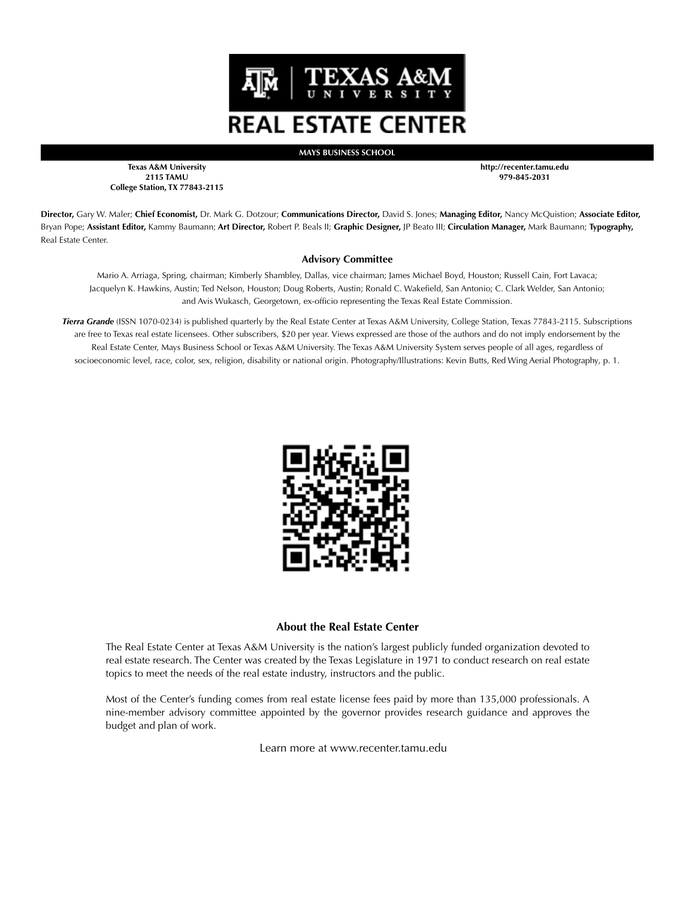# TEXAS A&M UNIVERSITY

# REAL ESTATE CENTER

**MAYS BUSINESS SCHOOL**

**Texas A&M University**
**2115 TAMU**
**College Station, TX 77843-2115**

**http://recenter.tamu.edu**
**979-845-2031**

**Director,** Gary W. Maler; **Chief Economist,** Dr. Mark G. Dotzour; **Communications Director,** David S. Jones; **Managing Editor,** Nancy McQuistion; **Associate Editor,** Bryan Pope; **Assistant Editor,** Kammy Baumann; **Art Director,** Robert P. Beals II; **Graphic Designer,** JP Beato III; **Circulation Manager,** Mark Baumann; **Typography,** Real Estate Center.

### Advisory Committee

Mario A. Arriaga, Spring, chairman; Kimberly Shambley, Dallas, vice chairman; James Michael Boyd, Houston; Russell Cain, Fort Lavaca; Jacquelyn K. Hawkins, Austin; Ted Nelson, Houston; Doug Roberts, Austin; Ronald C. Wakefield, San Antonio; C. Clark Welder, San Antonio; and Avis Wukasch, Georgetown, ex-officio representing the Texas Real Estate Commission.

***Tierra Grande*** (ISSN 1070-0234) is published quarterly by the Real Estate Center at Texas A&M University, College Station, Texas 77843-2115. Subscriptions are free to Texas real estate licensees. Other subscribers, $20 per year. Views expressed are those of the authors and do not imply endorsement by the Real Estate Center, Mays Business School or Texas A&M University. The Texas A&M University System serves people of all ages, regardless of socioeconomic level, race, color, sex, religion, disability or national origin. Photography/Illustrations: Kevin Butts, Red Wing Aerial Photography, p. 1.

### About the Real Estate Center

The Real Estate Center at Texas A&M University is the nation's largest publicly funded organization devoted to real estate research. The Center was created by the Texas Legislature in 1971 to conduct research on real estate topics to meet the needs of the real estate industry, instructors and the public.

Most of the Center's funding comes from real estate license fees paid by more than 135,000 professionals. A nine-member advisory committee appointed by the governor provides research guidance and approves the budget and plan of work.

Learn more at www.recenter.tamu.edu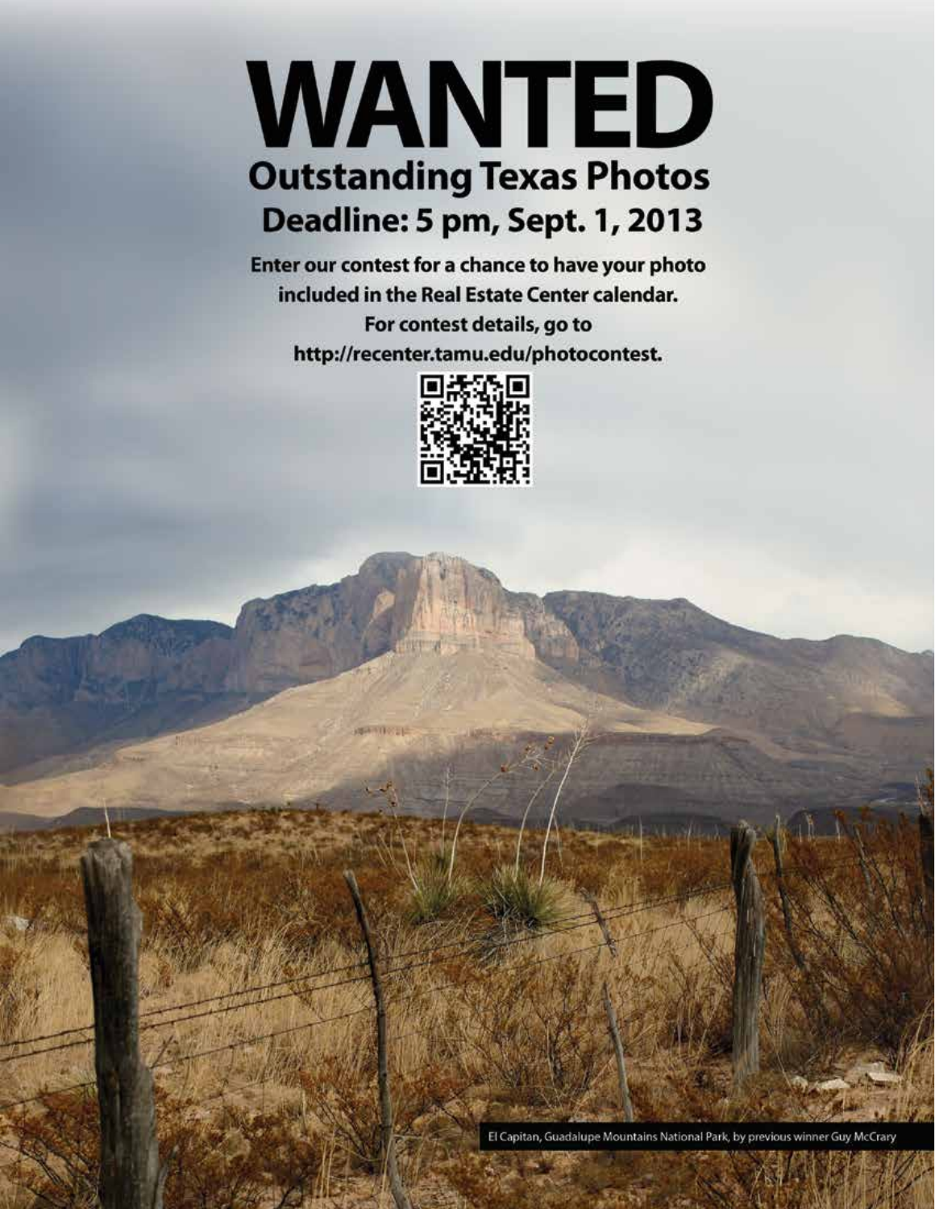# WANTED

## Outstanding Texas Photos

### Deadline: 5 pm, Sept. 1, 2013

**Enter our contest for a chance to have your photo included in the Real Estate Center calendar.**

**For contest details, go to http://recenter.tamu.edu/photocontest.**

El Capitan, Guadalupe Mountains National Park, by previous winner Guy McCrary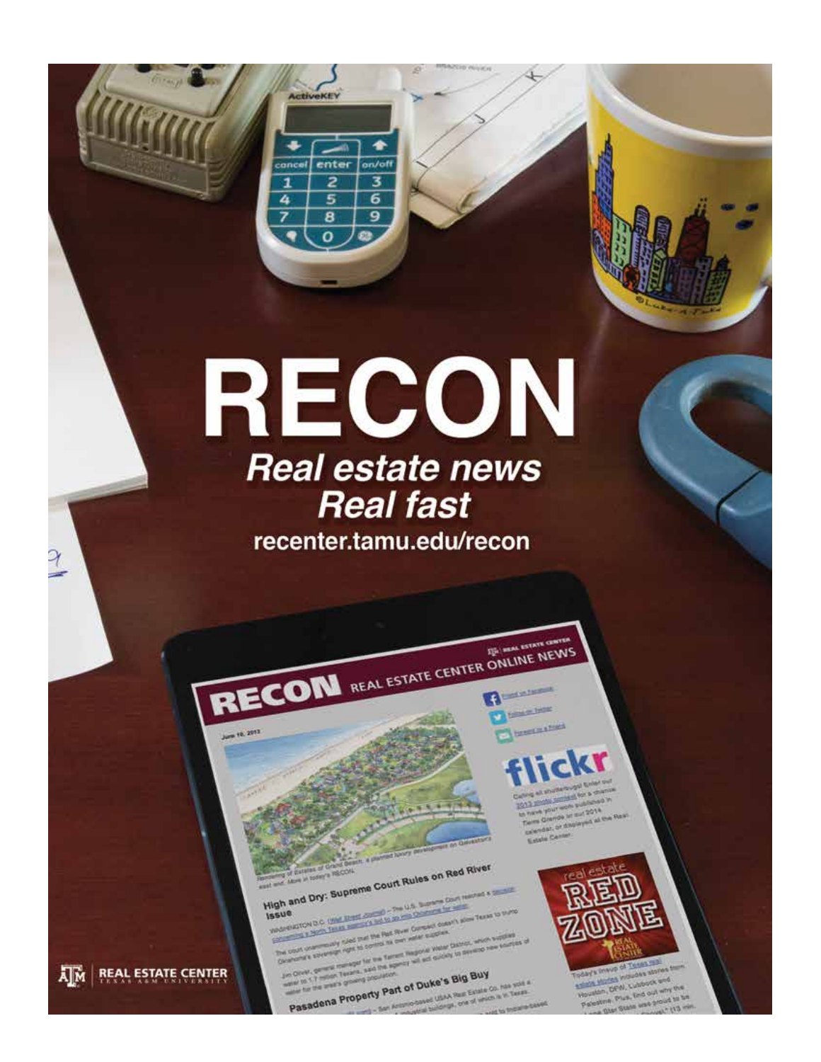# RECON

***Real estate news***
***Real fast***

**recenter.tamu.edu/recon**

REAL ESTATE CENTER
TEXAS A&M UNIVERSITY